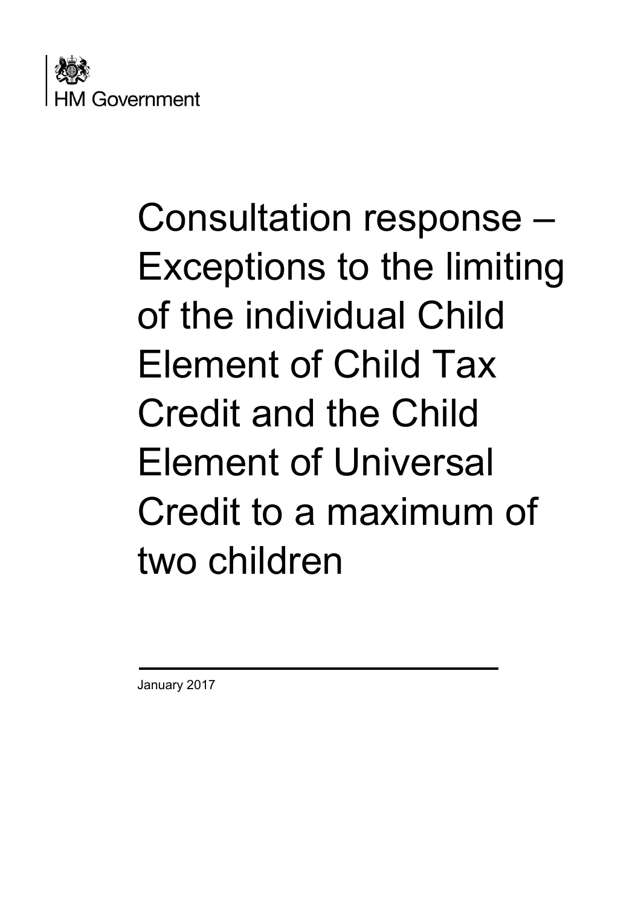HM Government

# Consultation response – Exceptions to the limiting of the individual Child Element of Child Tax Credit and the Child Element of Universal Credit to a maximum of two children

January 2017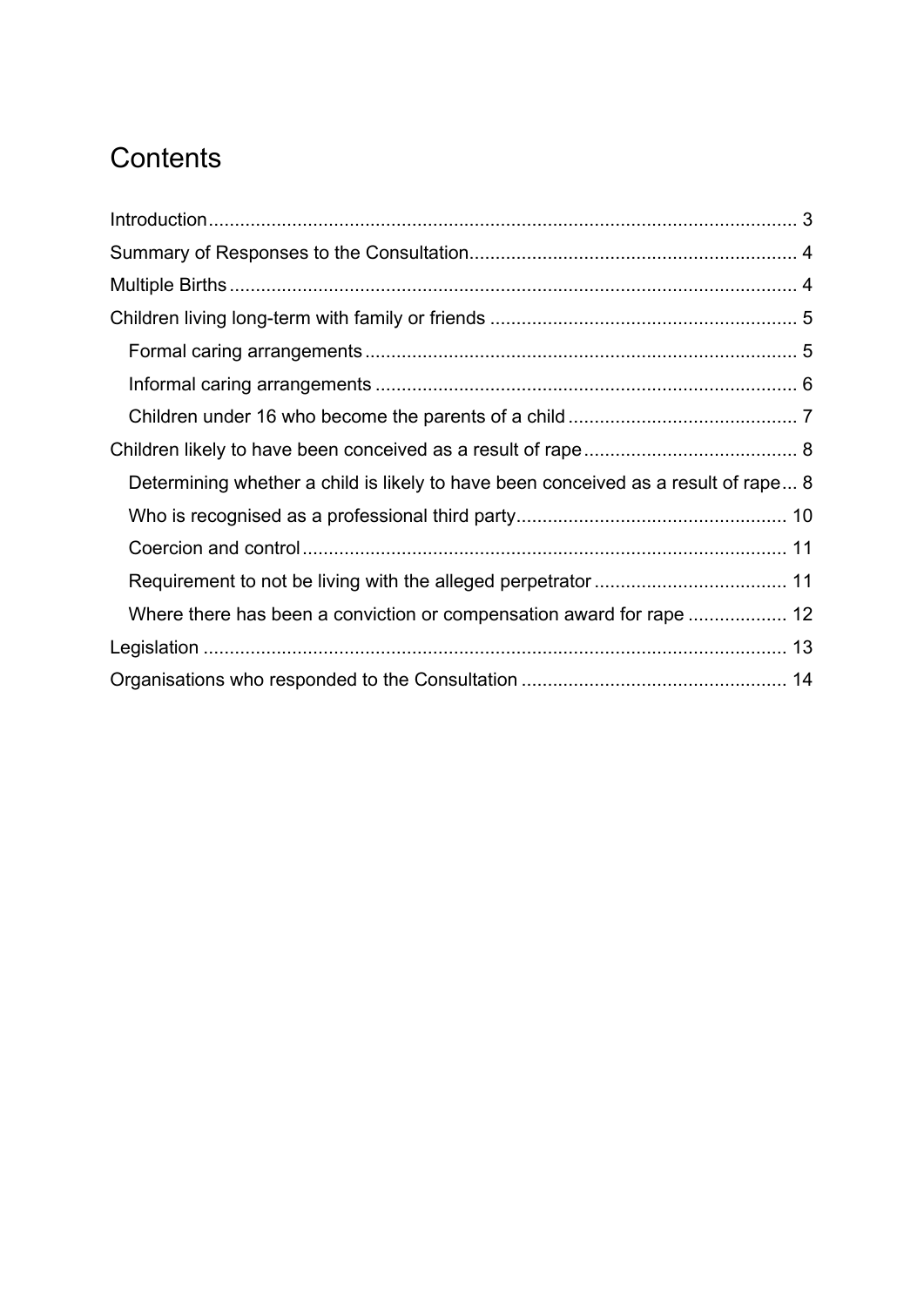# Contents

- Introduction ... 3
- Summary of Responses to the Consultation ... 4
- Multiple Births ... 4
- Children living long-term with family or friends ... 5
  - Formal caring arrangements ... 5
  - Informal caring arrangements ... 6
  - Children under 16 who become the parents of a child ... 7
- Children likely to have been conceived as a result of rape ... 8
  - Determining whether a child is likely to have been conceived as a result of rape ... 8
  - Who is recognised as a professional third party ... 10
  - Coercion and control ... 11
  - Requirement to not be living with the alleged perpetrator ... 11
  - Where there has been a conviction or compensation award for rape ... 12
- Legislation ... 13
- Organisations who responded to the Consultation ... 14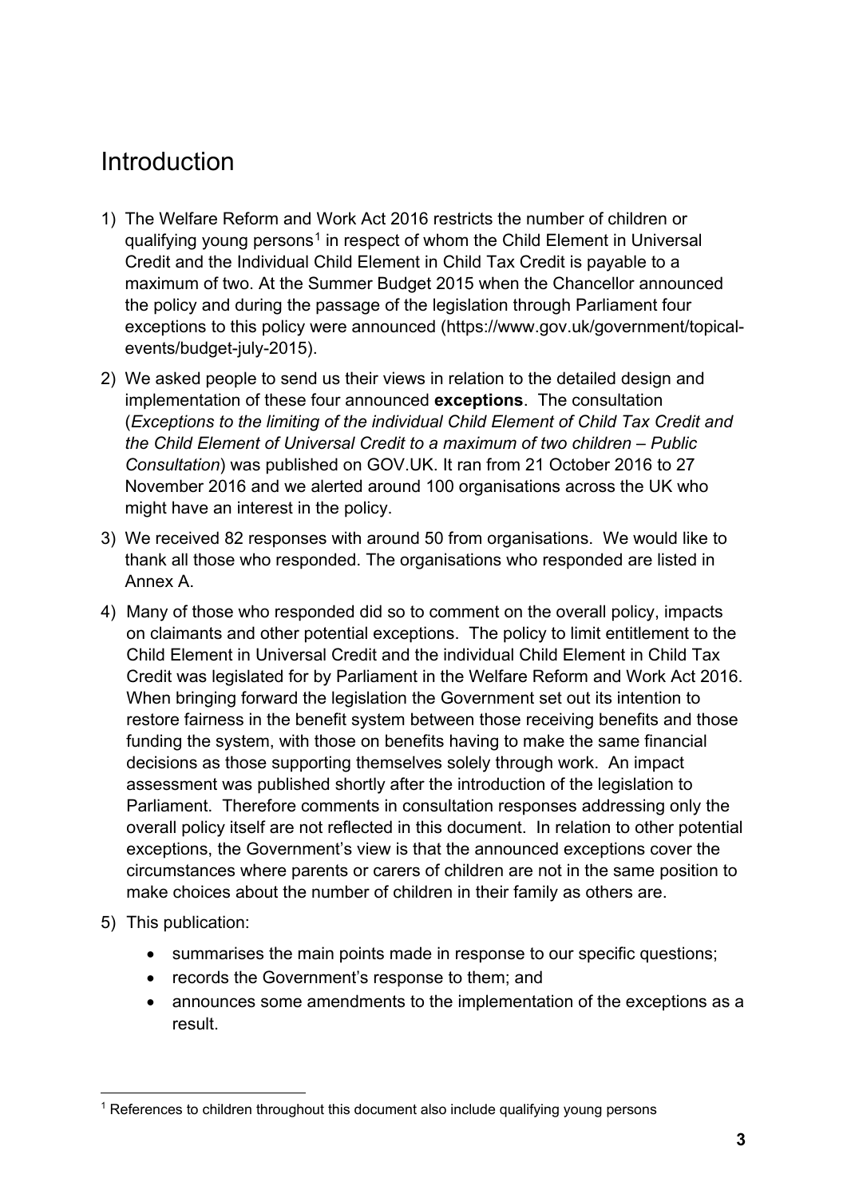## Introduction

1) The Welfare Reform and Work Act 2016 restricts the number of children or qualifying young persons[1] in respect of whom the Child Element in Universal Credit and the Individual Child Element in Child Tax Credit is payable to a maximum of two. At the Summer Budget 2015 when the Chancellor announced the policy and during the passage of the legislation through Parliament four exceptions to this policy were announced (https://www.gov.uk/government/topical-events/budget-july-2015).

2) We asked people to send us their views in relation to the detailed design and implementation of these four announced **exceptions**. The consultation (*Exceptions to the limiting of the individual Child Element of Child Tax Credit and the Child Element of Universal Credit to a maximum of two children – Public Consultation*) was published on GOV.UK. It ran from 21 October 2016 to 27 November 2016 and we alerted around 100 organisations across the UK who might have an interest in the policy.

3) We received 82 responses with around 50 from organisations. We would like to thank all those who responded. The organisations who responded are listed in Annex A.

4) Many of those who responded did so to comment on the overall policy, impacts on claimants and other potential exceptions. The policy to limit entitlement to the Child Element in Universal Credit and the individual Child Element in Child Tax Credit was legislated for by Parliament in the Welfare Reform and Work Act 2016. When bringing forward the legislation the Government set out its intention to restore fairness in the benefit system between those receiving benefits and those funding the system, with those on benefits having to make the same financial decisions as those supporting themselves solely through work. An impact assessment was published shortly after the introduction of the legislation to Parliament. Therefore comments in consultation responses addressing only the overall policy itself are not reflected in this document. In relation to other potential exceptions, the Government's view is that the announced exceptions cover the circumstances where parents or carers of children are not in the same position to make choices about the number of children in their family as others are.

5) This publication:

    - summarises the main points made in response to our specific questions;
    - records the Government's response to them; and
    - announces some amendments to the implementation of the exceptions as a result.

[1] References to children throughout this document also include qualifying young persons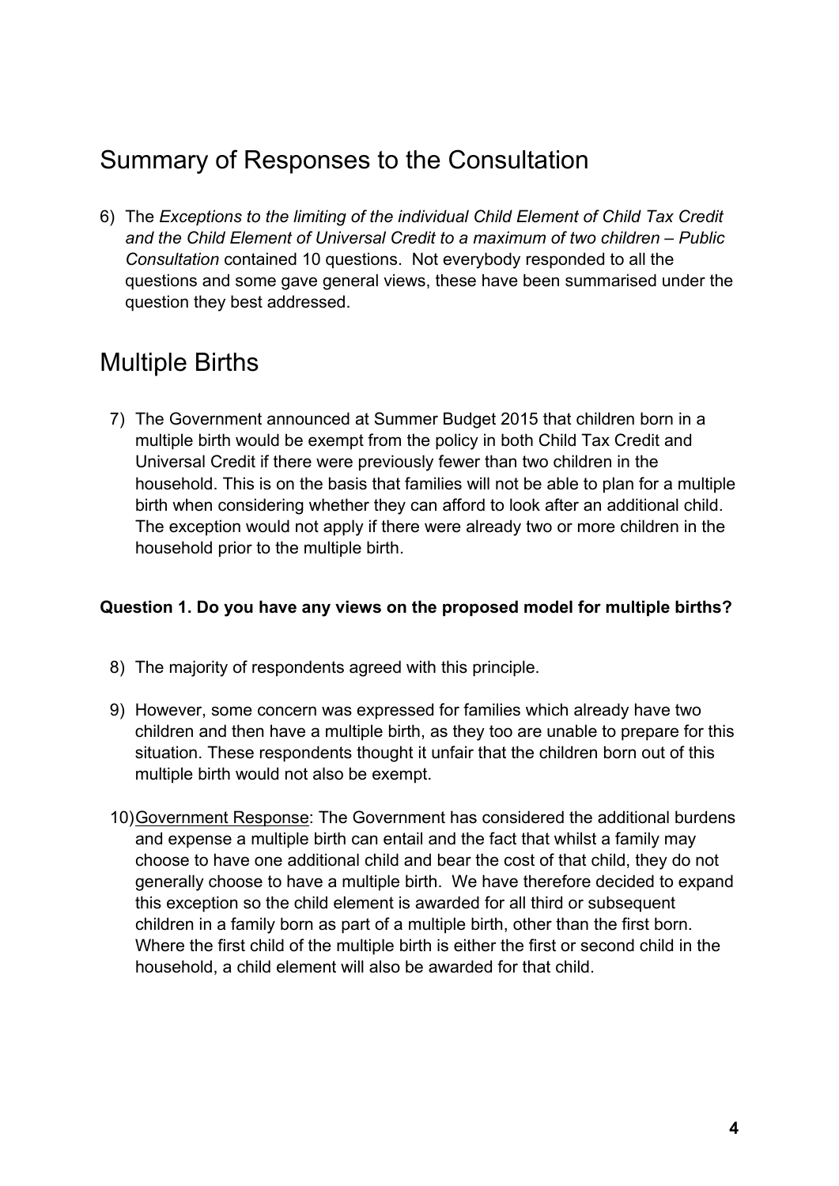## Summary of Responses to the Consultation

6) The *Exceptions to the limiting of the individual Child Element of Child Tax Credit and the Child Element of Universal Credit to a maximum of two children – Public Consultation* contained 10 questions. Not everybody responded to all the questions and some gave general views, these have been summarised under the question they best addressed.

## Multiple Births

7) The Government announced at Summer Budget 2015 that children born in a multiple birth would be exempt from the policy in both Child Tax Credit and Universal Credit if there were previously fewer than two children in the household. This is on the basis that families will not be able to plan for a multiple birth when considering whether they can afford to look after an additional child. The exception would not apply if there were already two or more children in the household prior to the multiple birth.

**Question 1. Do you have any views on the proposed model for multiple births?**

8) The majority of respondents agreed with this principle.

9) However, some concern was expressed for families which already have two children and then have a multiple birth, as they too are unable to prepare for this situation. These respondents thought it unfair that the children born out of this multiple birth would not also be exempt.

10) Government Response: The Government has considered the additional burdens and expense a multiple birth can entail and the fact that whilst a family may choose to have one additional child and bear the cost of that child, they do not generally choose to have a multiple birth. We have therefore decided to expand this exception so the child element is awarded for all third or subsequent children in a family born as part of a multiple birth, other than the first born. Where the first child of the multiple birth is either the first or second child in the household, a child element will also be awarded for that child.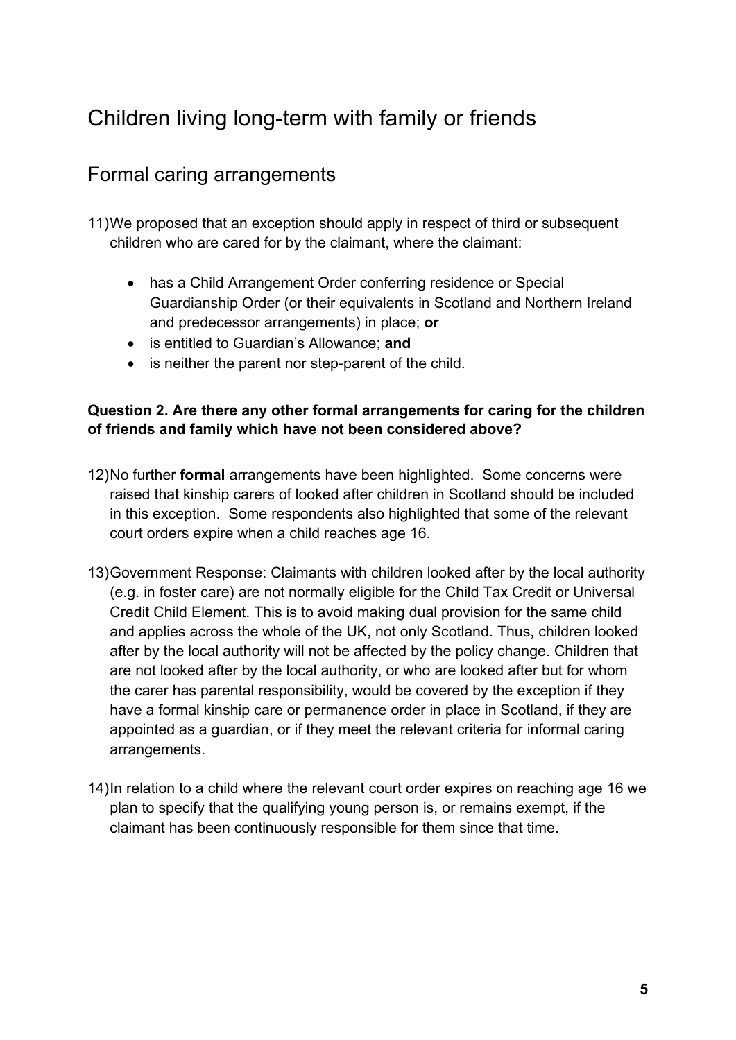# Children living long-term with family or friends

## Formal caring arrangements

11) We proposed that an exception should apply in respect of third or subsequent children who are cared for by the claimant, where the claimant:

- has a Child Arrangement Order conferring residence or Special Guardianship Order (or their equivalents in Scotland and Northern Ireland and predecessor arrangements) in place; **or**
- is entitled to Guardian's Allowance; **and**
- is neither the parent nor step-parent of the child.

**Question 2. Are there any other formal arrangements for caring for the children of friends and family which have not been considered above?**

12) No further **formal** arrangements have been highlighted. Some concerns were raised that kinship carers of looked after children in Scotland should be included in this exception. Some respondents also highlighted that some of the relevant court orders expire when a child reaches age 16.

13) Government Response: Claimants with children looked after by the local authority (e.g. in foster care) are not normally eligible for the Child Tax Credit or Universal Credit Child Element. This is to avoid making dual provision for the same child and applies across the whole of the UK, not only Scotland. Thus, children looked after by the local authority will not be affected by the policy change. Children that are not looked after by the local authority, or who are looked after but for whom the carer has parental responsibility, would be covered by the exception if they have a formal kinship care or permanence order in place in Scotland, if they are appointed as a guardian, or if they meet the relevant criteria for informal caring arrangements.

14) In relation to a child where the relevant court order expires on reaching age 16 we plan to specify that the qualifying young person is, or remains exempt, if the claimant has been continuously responsible for them since that time.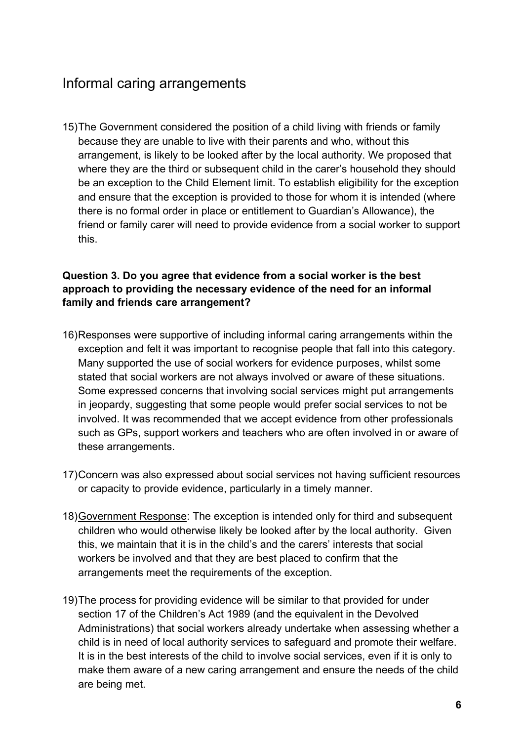## Informal caring arrangements

15) The Government considered the position of a child living with friends or family because they are unable to live with their parents and who, without this arrangement, is likely to be looked after by the local authority. We proposed that where they are the third or subsequent child in the carer's household they should be an exception to the Child Element limit. To establish eligibility for the exception and ensure that the exception is provided to those for whom it is intended (where there is no formal order in place or entitlement to Guardian's Allowance), the friend or family carer will need to provide evidence from a social worker to support this.

**Question 3. Do you agree that evidence from a social worker is the best approach to providing the necessary evidence of the need for an informal family and friends care arrangement?**

16) Responses were supportive of including informal caring arrangements within the exception and felt it was important to recognise people that fall into this category. Many supported the use of social workers for evidence purposes, whilst some stated that social workers are not always involved or aware of these situations. Some expressed concerns that involving social services might put arrangements in jeopardy, suggesting that some people would prefer social services to not be involved. It was recommended that we accept evidence from other professionals such as GPs, support workers and teachers who are often involved in or aware of these arrangements.

17) Concern was also expressed about social services not having sufficient resources or capacity to provide evidence, particularly in a timely manner.

18) <u>Government Response</u>: The exception is intended only for third and subsequent children who would otherwise likely be looked after by the local authority. Given this, we maintain that it is in the child's and the carers' interests that social workers be involved and that they are best placed to confirm that the arrangements meet the requirements of the exception.

19) The process for providing evidence will be similar to that provided for under section 17 of the Children's Act 1989 (and the equivalent in the Devolved Administrations) that social workers already undertake when assessing whether a child is in need of local authority services to safeguard and promote their welfare. It is in the best interests of the child to involve social services, even if it is only to make them aware of a new caring arrangement and ensure the needs of the child are being met.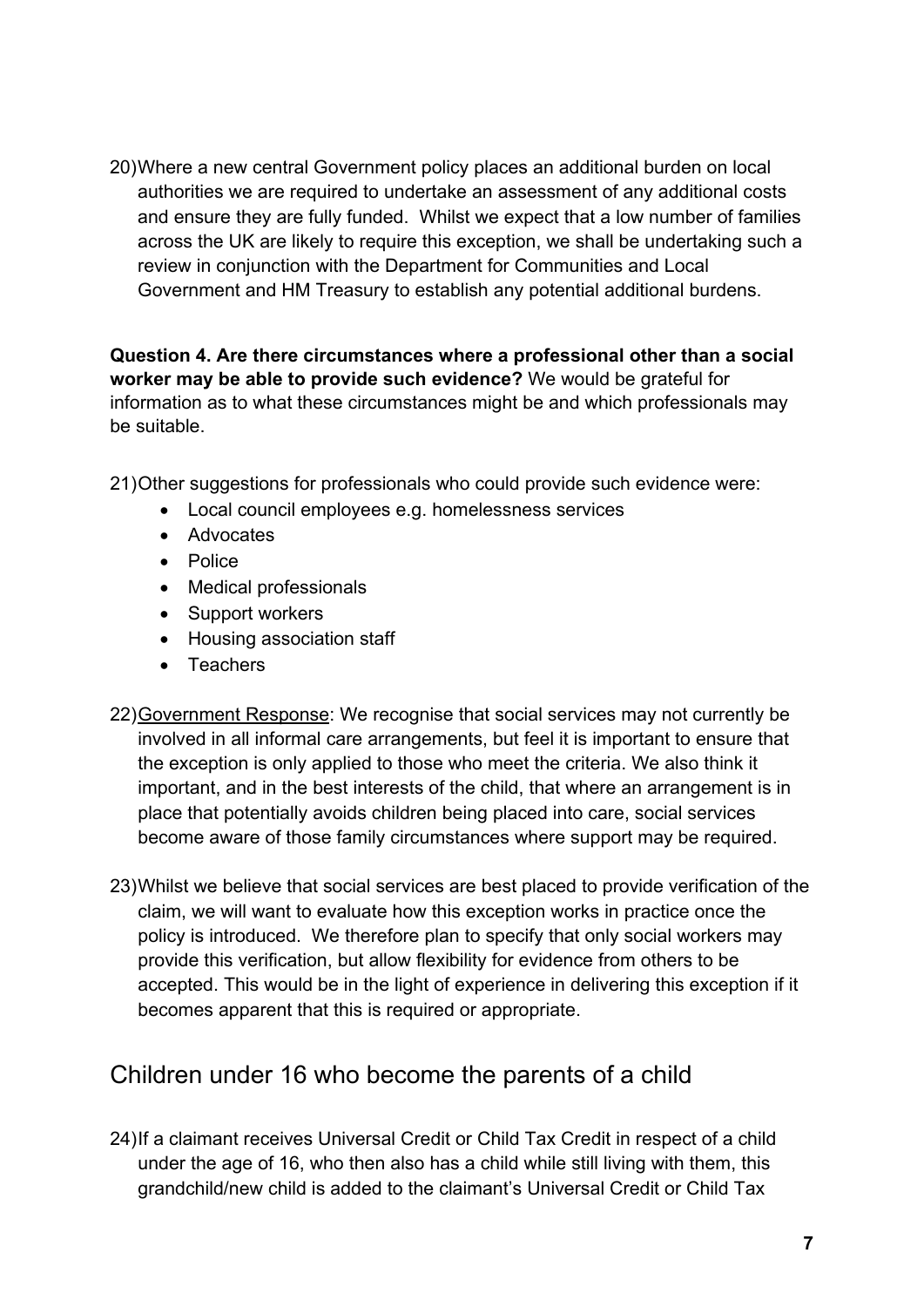20) Where a new central Government policy places an additional burden on local authorities we are required to undertake an assessment of any additional costs and ensure they are fully funded. Whilst we expect that a low number of families across the UK are likely to require this exception, we shall be undertaking such a review in conjunction with the Department for Communities and Local Government and HM Treasury to establish any potential additional burdens.

**Question 4. Are there circumstances where a professional other than a social worker may be able to provide such evidence?** We would be grateful for information as to what these circumstances might be and which professionals may be suitable.

21) Other suggestions for professionals who could provide such evidence were:
- Local council employees e.g. homelessness services
- Advocates
- Police
- Medical professionals
- Support workers
- Housing association staff
- Teachers

22) Government Response: We recognise that social services may not currently be involved in all informal care arrangements, but feel it is important to ensure that the exception is only applied to those who meet the criteria. We also think it important, and in the best interests of the child, that where an arrangement is in place that potentially avoids children being placed into care, social services become aware of those family circumstances where support may be required.

23) Whilst we believe that social services are best placed to provide verification of the claim, we will want to evaluate how this exception works in practice once the policy is introduced. We therefore plan to specify that only social workers may provide this verification, but allow flexibility for evidence from others to be accepted. This would be in the light of experience in delivering this exception if it becomes apparent that this is required or appropriate.

## Children under 16 who become the parents of a child

24) If a claimant receives Universal Credit or Child Tax Credit in respect of a child under the age of 16, who then also has a child while still living with them, this grandchild/new child is added to the claimant's Universal Credit or Child Tax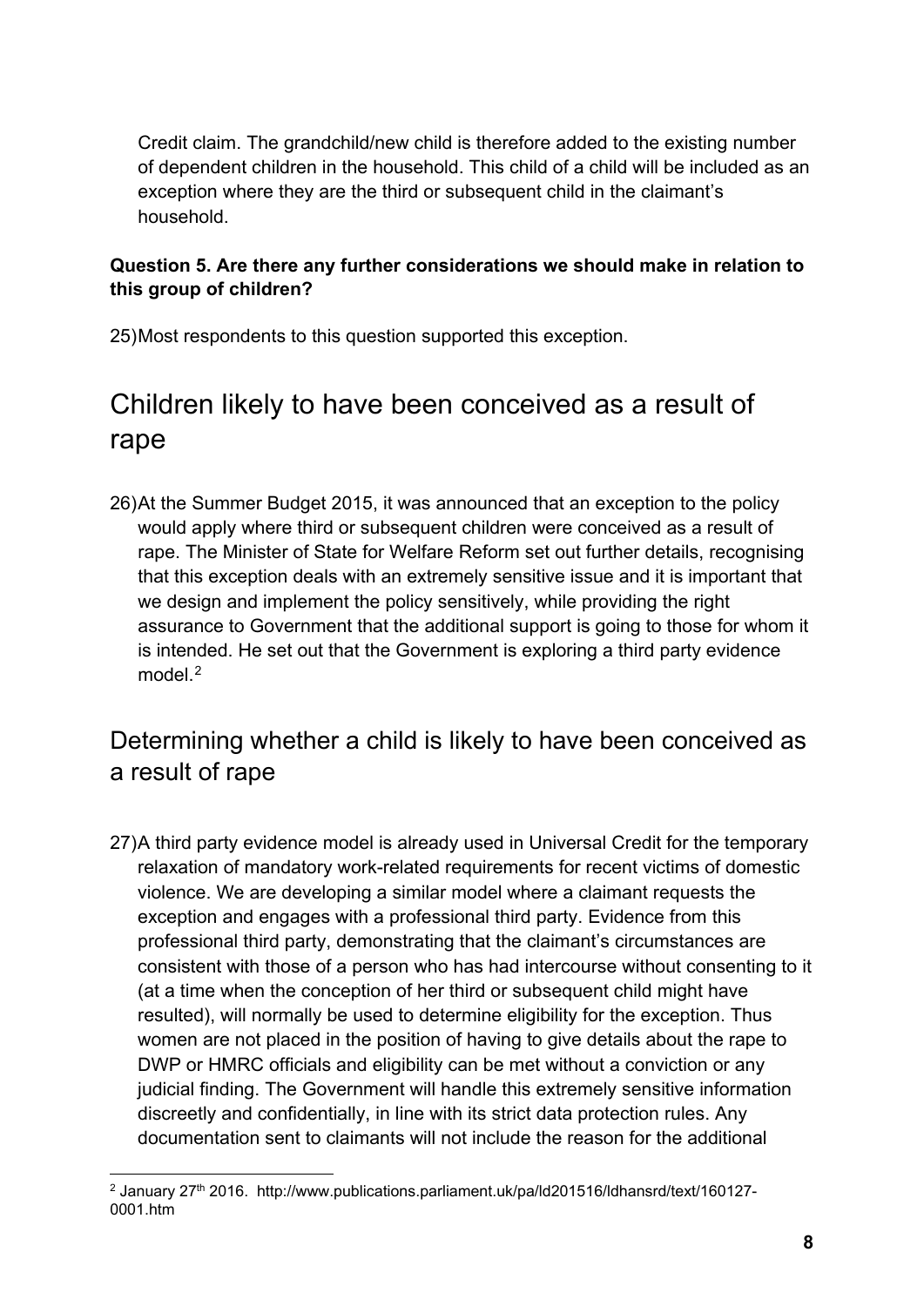Credit claim. The grandchild/new child is therefore added to the existing number of dependent children in the household. This child of a child will be included as an exception where they are the third or subsequent child in the claimant's household.

**Question 5. Are there any further considerations we should make in relation to this group of children?**

25) Most respondents to this question supported this exception.

## Children likely to have been conceived as a result of rape

26) At the Summer Budget 2015, it was announced that an exception to the policy would apply where third or subsequent children were conceived as a result of rape. The Minister of State for Welfare Reform set out further details, recognising that this exception deals with an extremely sensitive issue and it is important that we design and implement the policy sensitively, while providing the right assurance to Government that the additional support is going to those for whom it is intended. He set out that the Government is exploring a third party evidence model.[2]

### Determining whether a child is likely to have been conceived as a result of rape

27) A third party evidence model is already used in Universal Credit for the temporary relaxation of mandatory work-related requirements for recent victims of domestic violence. We are developing a similar model where a claimant requests the exception and engages with a professional third party. Evidence from this professional third party, demonstrating that the claimant's circumstances are consistent with those of a person who has had intercourse without consenting to it (at a time when the conception of her third or subsequent child might have resulted), will normally be used to determine eligibility for the exception. Thus women are not placed in the position of having to give details about the rape to DWP or HMRC officials and eligibility can be met without a conviction or any judicial finding. The Government will handle this extremely sensitive information discreetly and confidentially, in line with its strict data protection rules. Any documentation sent to claimants will not include the reason for the additional

---

[2] January 27th 2016. http://www.publications.parliament.uk/pa/ld201516/ldhansrd/text/160127-0001.htm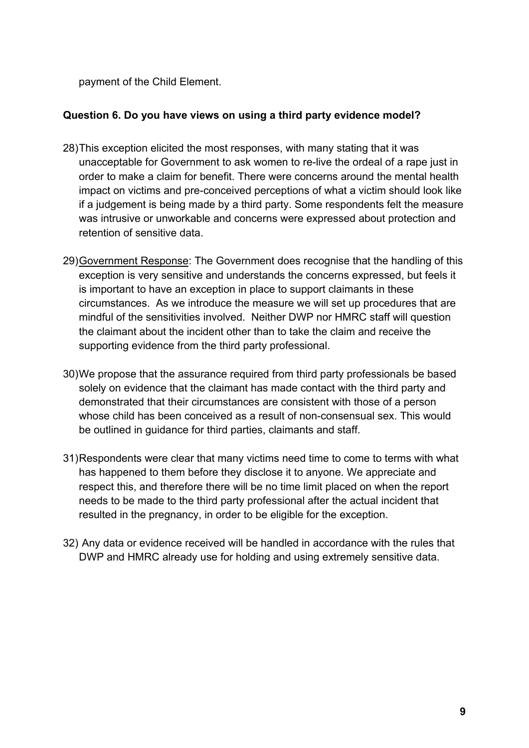payment of the Child Element.

**Question 6. Do you have views on using a third party evidence model?**

28) This exception elicited the most responses, with many stating that it was unacceptable for Government to ask women to re-live the ordeal of a rape just in order to make a claim for benefit. There were concerns around the mental health impact on victims and pre-conceived perceptions of what a victim should look like if a judgement is being made by a third party. Some respondents felt the measure was intrusive or unworkable and concerns were expressed about protection and retention of sensitive data.

29) <u>Government Response</u>: The Government does recognise that the handling of this exception is very sensitive and understands the concerns expressed, but feels it is important to have an exception in place to support claimants in these circumstances. As we introduce the measure we will set up procedures that are mindful of the sensitivities involved. Neither DWP nor HMRC staff will question the claimant about the incident other than to take the claim and receive the supporting evidence from the third party professional.

30) We propose that the assurance required from third party professionals be based solely on evidence that the claimant has made contact with the third party and demonstrated that their circumstances are consistent with those of a person whose child has been conceived as a result of non-consensual sex. This would be outlined in guidance for third parties, claimants and staff.

31) Respondents were clear that many victims need time to come to terms with what has happened to them before they disclose it to anyone. We appreciate and respect this, and therefore there will be no time limit placed on when the report needs to be made to the third party professional after the actual incident that resulted in the pregnancy, in order to be eligible for the exception.

32) Any data or evidence received will be handled in accordance with the rules that DWP and HMRC already use for holding and using extremely sensitive data.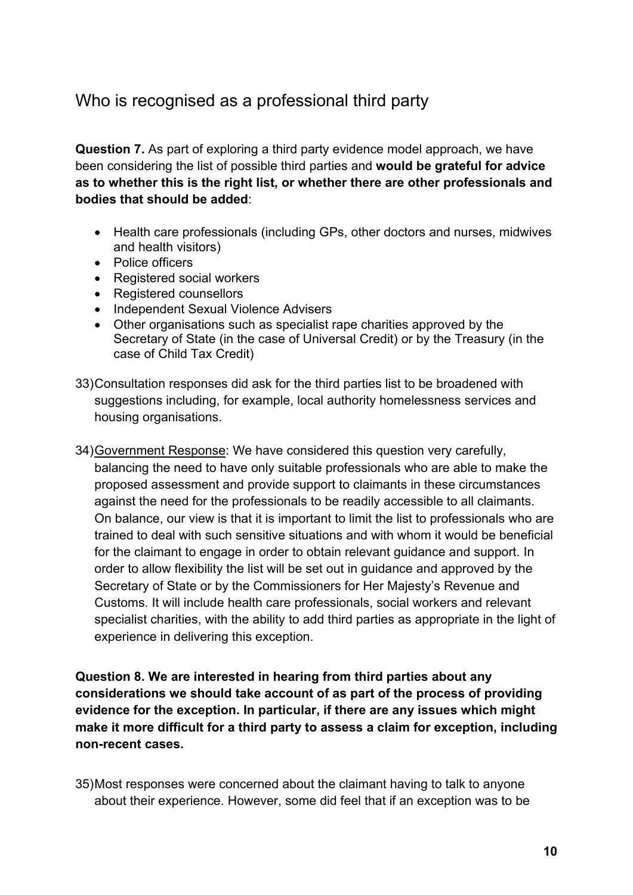## Who is recognised as a professional third party

**Question 7.** As part of exploring a third party evidence model approach, we have been considering the list of possible third parties and **would be grateful for advice as to whether this is the right list, or whether there are other professionals and bodies that should be added**:

- Health care professionals (including GPs, other doctors and nurses, midwives and health visitors)
- Police officers
- Registered social workers
- Registered counsellors
- Independent Sexual Violence Advisers
- Other organisations such as specialist rape charities approved by the Secretary of State (in the case of Universal Credit) or by the Treasury (in the case of Child Tax Credit)

33) Consultation responses did ask for the third parties list to be broadened with suggestions including, for example, local authority homelessness services and housing organisations.

34) Government Response: We have considered this question very carefully, balancing the need to have only suitable professionals who are able to make the proposed assessment and provide support to claimants in these circumstances against the need for the professionals to be readily accessible to all claimants. On balance, our view is that it is important to limit the list to professionals who are trained to deal with such sensitive situations and with whom it would be beneficial for the claimant to engage in order to obtain relevant guidance and support. In order to allow flexibility the list will be set out in guidance and approved by the Secretary of State or by the Commissioners for Her Majesty's Revenue and Customs. It will include health care professionals, social workers and relevant specialist charities, with the ability to add third parties as appropriate in the light of experience in delivering this exception.

**Question 8. We are interested in hearing from third parties about any considerations we should take account of as part of the process of providing evidence for the exception. In particular, if there are any issues which might make it more difficult for a third party to assess a claim for exception, including non-recent cases.**

35) Most responses were concerned about the claimant having to talk to anyone about their experience. However, some did feel that if an exception was to be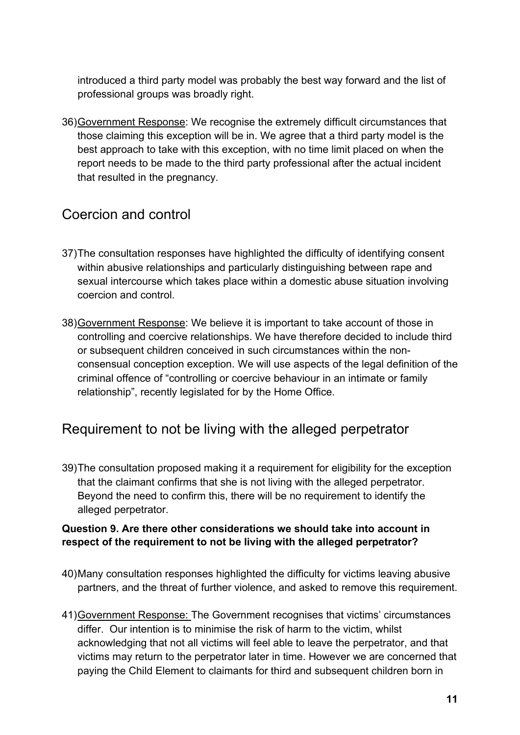introduced a third party model was probably the best way forward and the list of professional groups was broadly right.

36) Government Response: We recognise the extremely difficult circumstances that those claiming this exception will be in. We agree that a third party model is the best approach to take with this exception, with no time limit placed on when the report needs to be made to the third party professional after the actual incident that resulted in the pregnancy.

## Coercion and control

37) The consultation responses have highlighted the difficulty of identifying consent within abusive relationships and particularly distinguishing between rape and sexual intercourse which takes place within a domestic abuse situation involving coercion and control.

38) Government Response: We believe it is important to take account of those in controlling and coercive relationships. We have therefore decided to include third or subsequent children conceived in such circumstances within the non-consensual conception exception. We will use aspects of the legal definition of the criminal offence of "controlling or coercive behaviour in an intimate or family relationship", recently legislated for by the Home Office.

## Requirement to not be living with the alleged perpetrator

39) The consultation proposed making it a requirement for eligibility for the exception that the claimant confirms that she is not living with the alleged perpetrator. Beyond the need to confirm this, there will be no requirement to identify the alleged perpetrator.

**Question 9. Are there other considerations we should take into account in respect of the requirement to not be living with the alleged perpetrator?**

40) Many consultation responses highlighted the difficulty for victims leaving abusive partners, and the threat of further violence, and asked to remove this requirement.

41) Government Response: The Government recognises that victims' circumstances differ. Our intention is to minimise the risk of harm to the victim, whilst acknowledging that not all victims will feel able to leave the perpetrator, and that victims may return to the perpetrator later in time. However we are concerned that paying the Child Element to claimants for third and subsequent children born in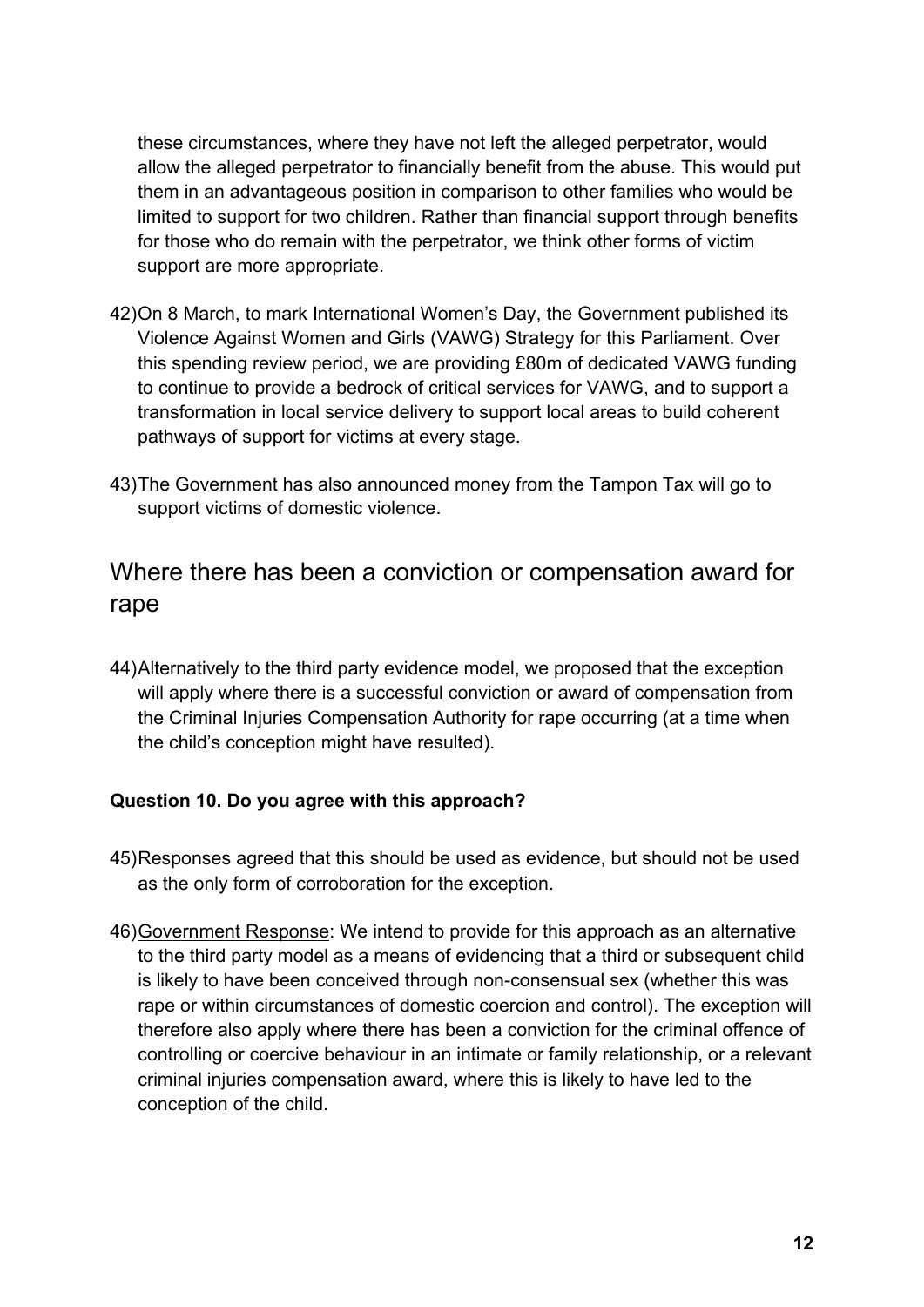these circumstances, where they have not left the alleged perpetrator, would allow the alleged perpetrator to financially benefit from the abuse. This would put them in an advantageous position in comparison to other families who would be limited to support for two children. Rather than financial support through benefits for those who do remain with the perpetrator, we think other forms of victim support are more appropriate.

42) On 8 March, to mark International Women's Day, the Government published its Violence Against Women and Girls (VAWG) Strategy for this Parliament. Over this spending review period, we are providing £80m of dedicated VAWG funding to continue to provide a bedrock of critical services for VAWG, and to support a transformation in local service delivery to support local areas to build coherent pathways of support for victims at every stage.

43) The Government has also announced money from the Tampon Tax will go to support victims of domestic violence.

## Where there has been a conviction or compensation award for rape

44) Alternatively to the third party evidence model, we proposed that the exception will apply where there is a successful conviction or award of compensation from the Criminal Injuries Compensation Authority for rape occurring (at a time when the child's conception might have resulted).

**Question 10. Do you agree with this approach?**

45) Responses agreed that this should be used as evidence, but should not be used as the only form of corroboration for the exception.

46) Government Response: We intend to provide for this approach as an alternative to the third party model as a means of evidencing that a third or subsequent child is likely to have been conceived through non-consensual sex (whether this was rape or within circumstances of domestic coercion and control). The exception will therefore also apply where there has been a conviction for the criminal offence of controlling or coercive behaviour in an intimate or family relationship, or a relevant criminal injuries compensation award, where this is likely to have led to the conception of the child.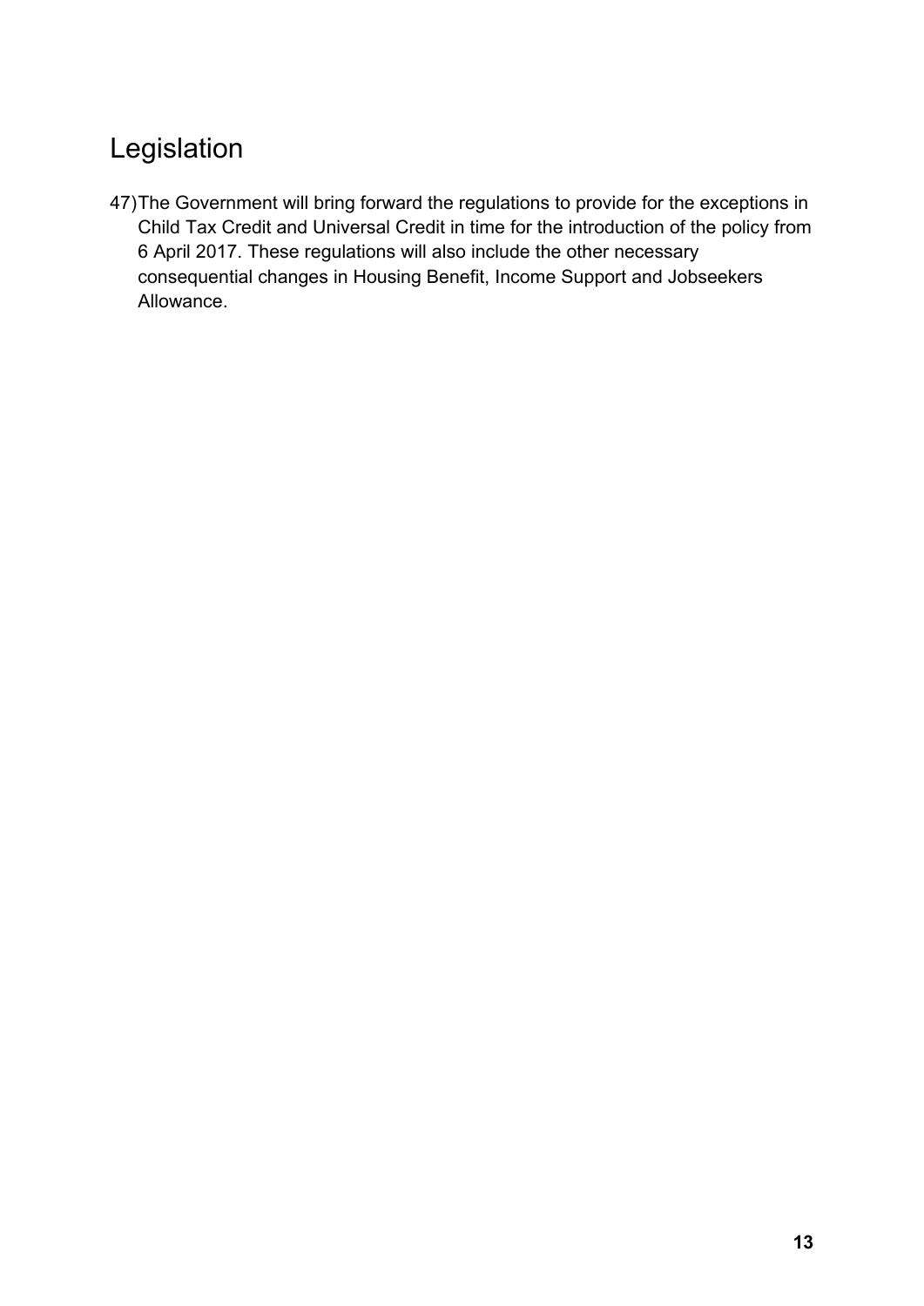## Legislation

47) The Government will bring forward the regulations to provide for the exceptions in Child Tax Credit and Universal Credit in time for the introduction of the policy from 6 April 2017. These regulations will also include the other necessary consequential changes in Housing Benefit, Income Support and Jobseekers Allowance.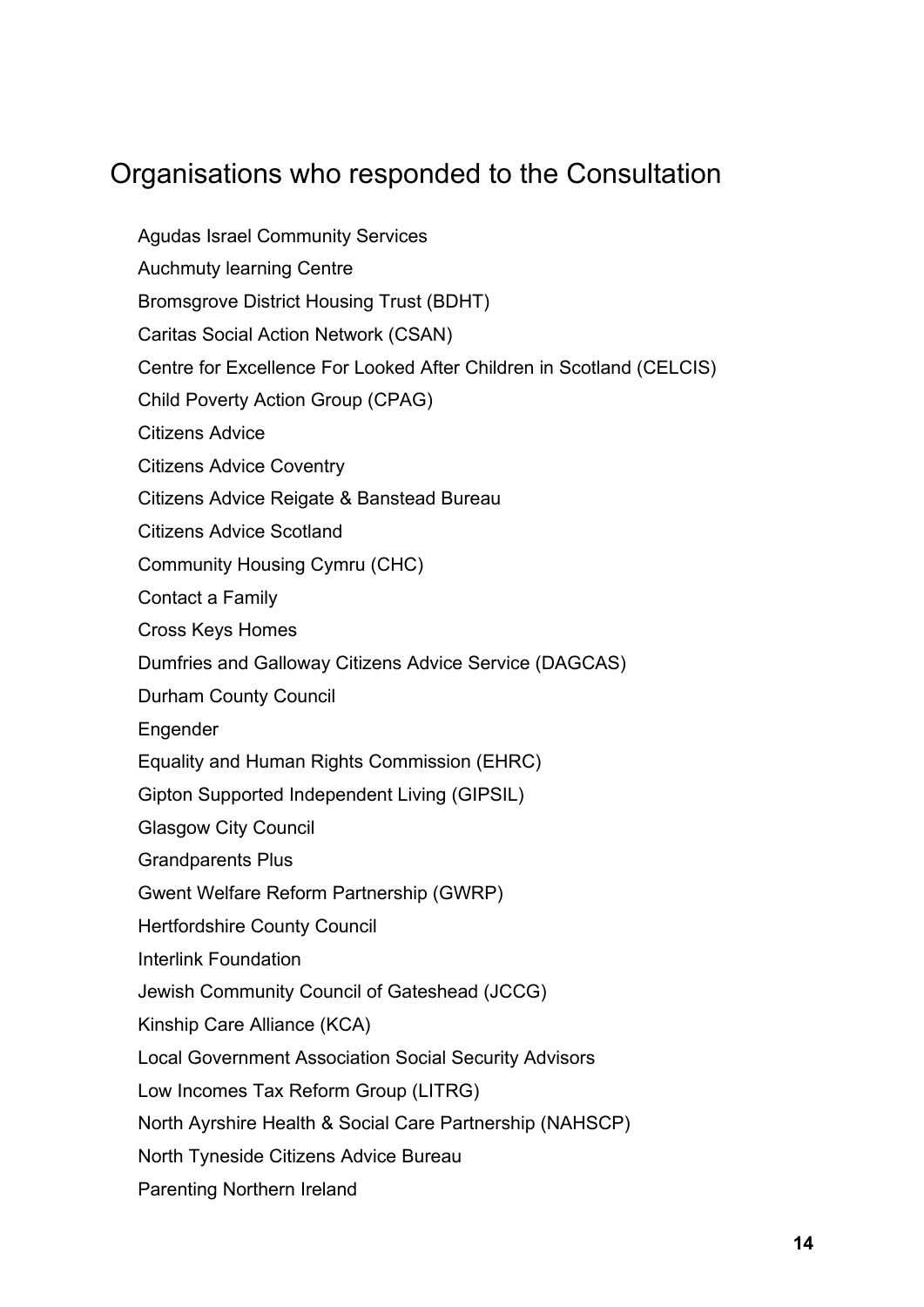## Organisations who responded to the Consultation

Agudas Israel Community Services

Auchmuty learning Centre

Bromsgrove District Housing Trust (BDHT)

Caritas Social Action Network (CSAN)

Centre for Excellence For Looked After Children in Scotland (CELCIS)

Child Poverty Action Group (CPAG)

Citizens Advice

Citizens Advice Coventry

Citizens Advice Reigate & Banstead Bureau

Citizens Advice Scotland

Community Housing Cymru (CHC)

Contact a Family

Cross Keys Homes

Dumfries and Galloway Citizens Advice Service (DAGCAS)

Durham County Council

Engender

Equality and Human Rights Commission (EHRC)

Gipton Supported Independent Living (GIPSIL)

Glasgow City Council

Grandparents Plus

Gwent Welfare Reform Partnership (GWRP)

Hertfordshire County Council

Interlink Foundation

Jewish Community Council of Gateshead (JCCG)

Kinship Care Alliance (KCA)

Local Government Association Social Security Advisors

Low Incomes Tax Reform Group (LITRG)

North Ayrshire Health & Social Care Partnership (NAHSCP)

North Tyneside Citizens Advice Bureau

Parenting Northern Ireland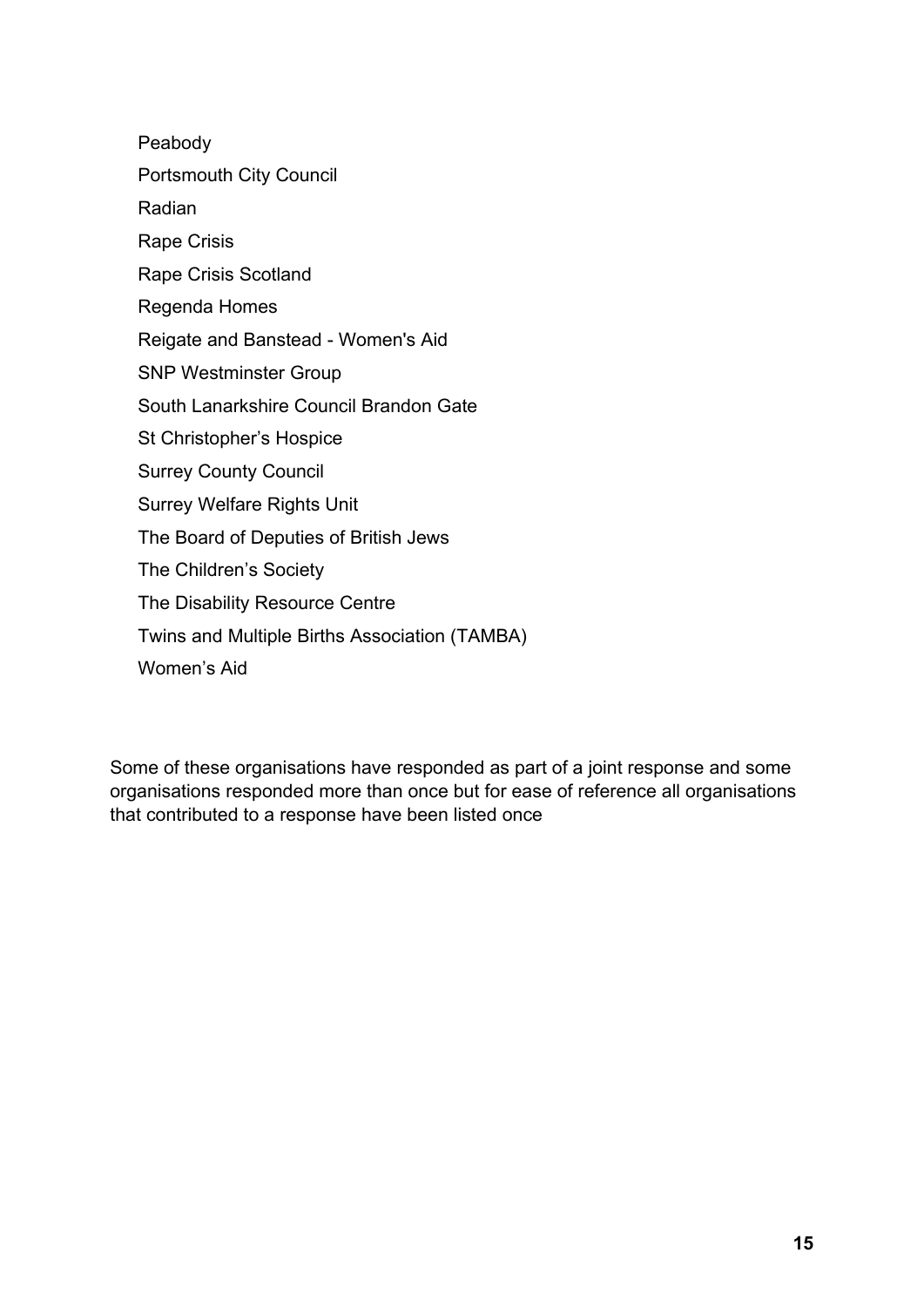Peabody

Portsmouth City Council

Radian

Rape Crisis

Rape Crisis Scotland

Regenda Homes

Reigate and Banstead - Women's Aid

SNP Westminster Group

South Lanarkshire Council Brandon Gate

St Christopher's Hospice

Surrey County Council

Surrey Welfare Rights Unit

The Board of Deputies of British Jews

The Children's Society

The Disability Resource Centre

Twins and Multiple Births Association (TAMBA)

Women's Aid

Some of these organisations have responded as part of a joint response and some organisations responded more than once but for ease of reference all organisations that contributed to a response have been listed once